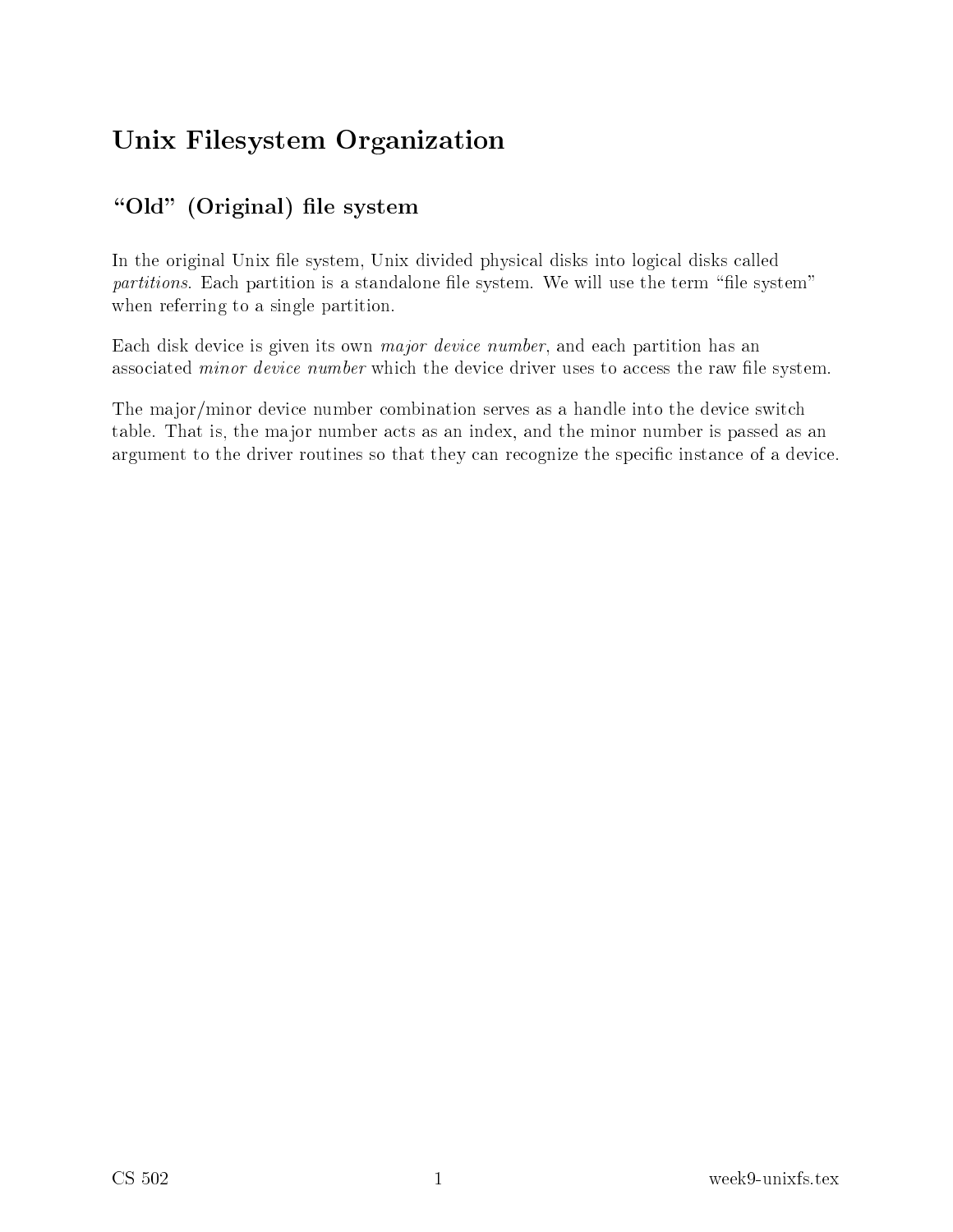# Unix Filesystem Organization

## "Old" (Original) file system

In the original Unix file system, Unix divided physical disks into logical disks called *partitions*. Each partition is a standalone file system. We will use the term "file system" when referring to a single partition.

Each disk device is given its own *major device number*, and each partition has an associated *minor device number* which the device driver uses to access the raw file system.

The major/minor device number combination serves as a handle into the device switch table. That is, the major number acts as an index, and the minor number is passed as an argument to the driver routines so that they can recognize the specific instance of a device.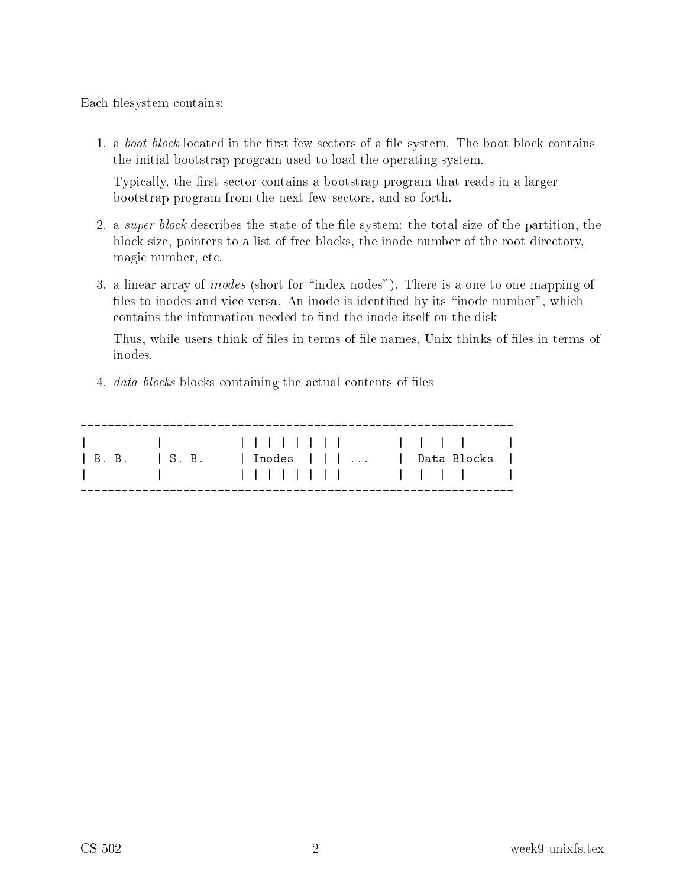Each filesystem contains:

1. a *boot block* located in the first few sectors of a file system. The boot block contains the initial bootstrap program used to load the operating system.

   Typically, the first sector contains a bootstrap program that reads in a larger bootstrap program from the next few sectors, and so forth.

2. a *super block* describes the state of the file system: the total size of the partition, the block size, pointers to a list of free blocks, the inode number of the root directory, magic number, etc.

3. a linear array of *inodes* (short for "index nodes"). There is a one to one mapping of files to inodes and vice versa. An inode is identified by its "inode number", which contains the information needed to find the inode itself on the disk

   Thus, while users think of files in terms of file names, Unix thinks of files in terms of inodes.

4. *data blocks* blocks containing the actual contents of files

```
-----------------------------------------------------------------
|         |            | | | | | | | |        |  |  |  |       |
| B. B.   | S. B.      | Inodes  | | | ...    |  Data Blocks   |
|         |            | | | | | | | |        |  |  |  |       |
-----------------------------------------------------------------
```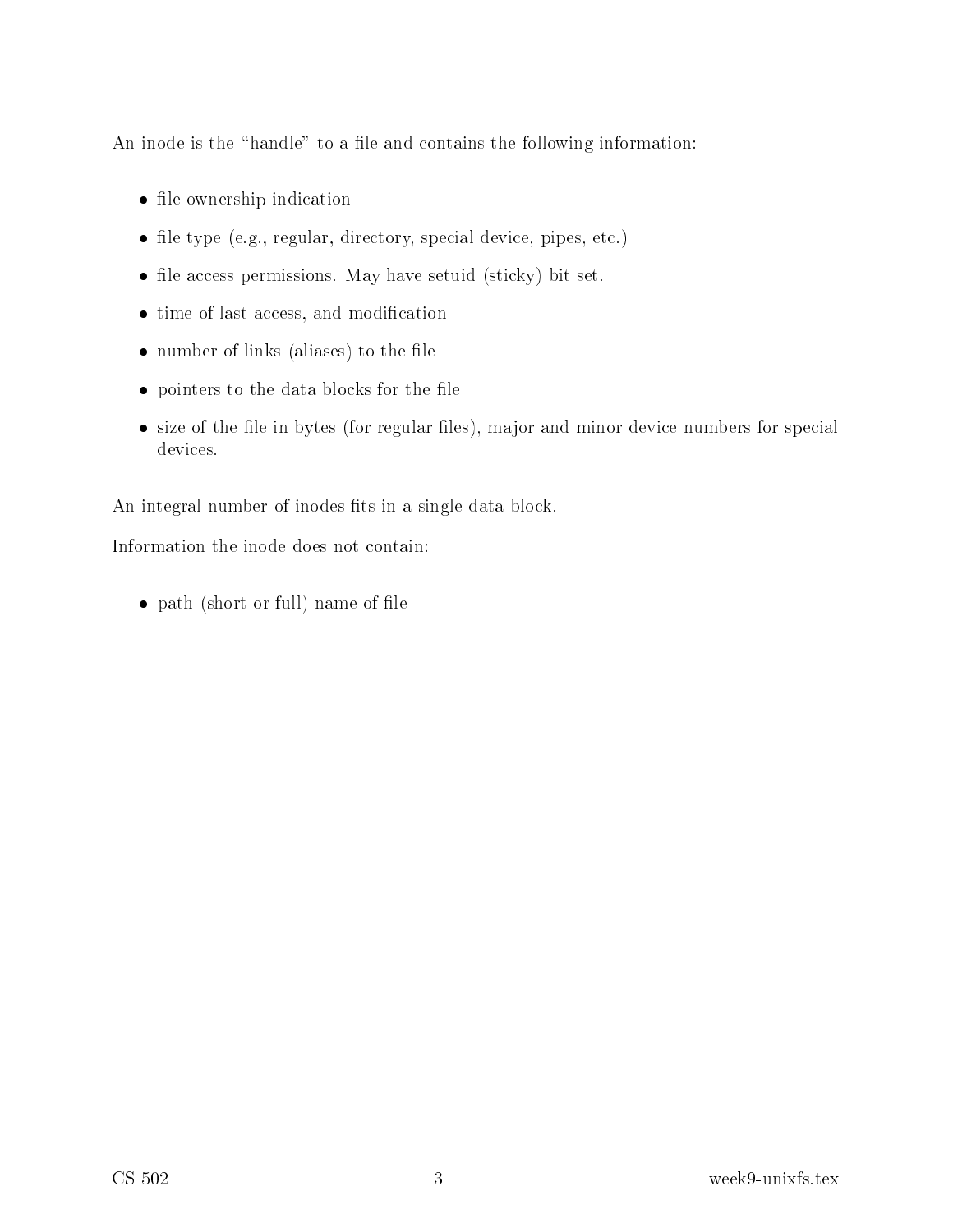An inode is the "handle" to a file and contains the following information:

- file ownership indication
- file type (e.g., regular, directory, special device, pipes, etc.)
- file access permissions. May have setuid (sticky) bit set.
- time of last access, and modification
- number of links (aliases) to the file
- pointers to the data blocks for the file
- size of the file in bytes (for regular files), major and minor device numbers for special devices.

An integral number of inodes fits in a single data block.

Information the inode does not contain:

- path (short or full) name of file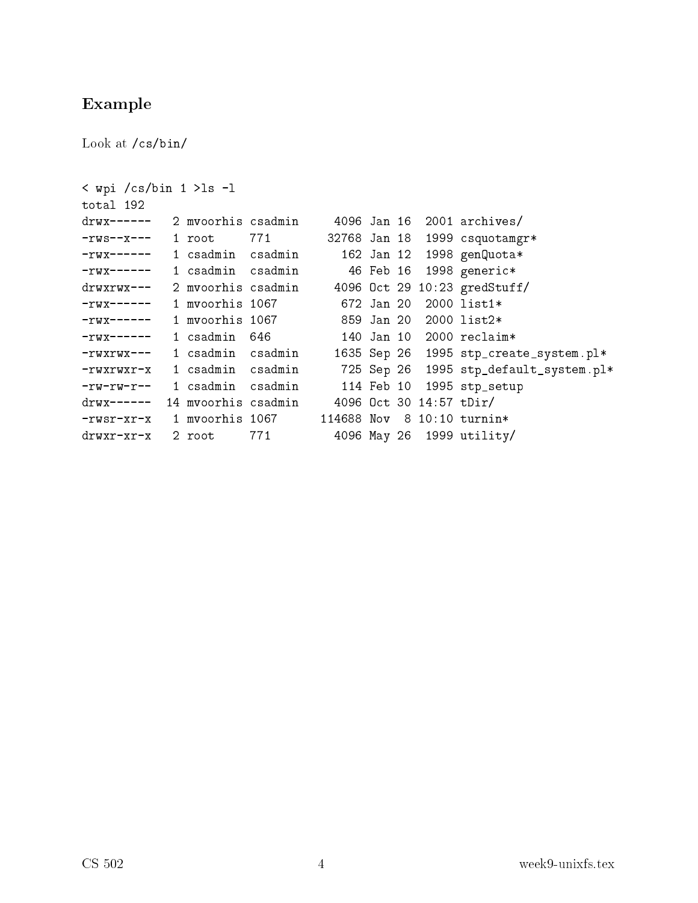## Example

Look at /cs/bin/

```
< wpi /cs/bin 1 >ls -l
total 192
drwx------   2 mvoorhis csadmin     4096 Jan 16  2001 archives/
-rws--x---   1 root     771        32768 Jan 18  1999 csquotamgr*
-rwx------   1 csadmin  csadmin      162 Jan 12  1998 genQuota*
-rwx------   1 csadmin  csadmin       46 Feb 16  1998 generic*
drwxrwx---   2 mvoorhis csadmin     4096 Oct 29 10:23 gredStuff/
-rwx------   1 mvoorhis 1067         672 Jan 20  2000 list1*
-rwx------   1 mvoorhis 1067         859 Jan 20  2000 list2*
-rwx------   1 csadmin  646          140 Jan 10  2000 reclaim*
-rwxrwx---   1 csadmin  csadmin     1635 Sep 26  1995 stp_create_system.pl*
-rwxrwxr-x   1 csadmin  csadmin      725 Sep 26  1995 stp_default_system.pl*
-rw-rw-r--   1 csadmin  csadmin      114 Feb 10  1995 stp_setup
drwx------  14 mvoorhis csadmin     4096 Oct 30 14:57 tDir/
-rwsr-xr-x   1 mvoorhis 1067      114688 Nov  8 10:10 turnin*
drwxr-xr-x   2 root     771         4096 May 26  1999 utility/
```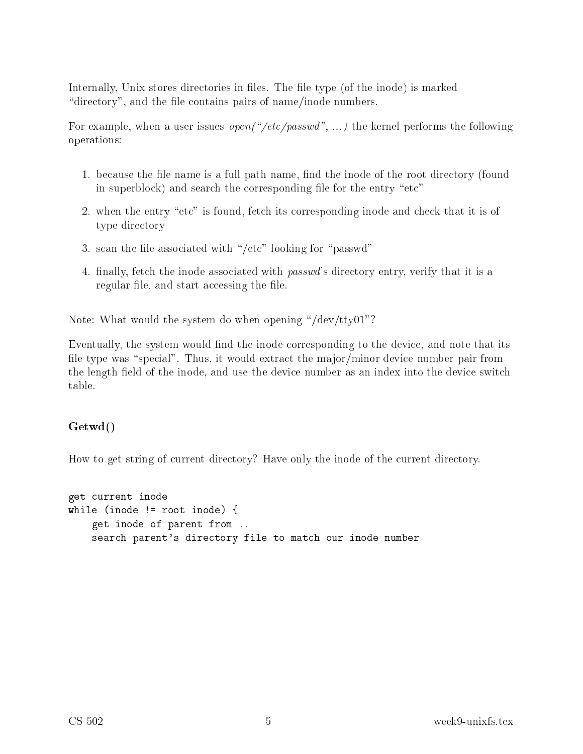Internally, Unix stores directories in files. The file type (of the inode) is marked "directory", and the file contains pairs of name/inode numbers.

For example, when a user issues *open("/etc/passwd", ...)* the kernel performs the following operations:

1. because the file name is a full path name, find the inode of the root directory (found in superblock) and search the corresponding file for the entry "etc"
2. when the entry "etc" is found, fetch its corresponding inode and check that it is of type directory
3. scan the file associated with "/etc" looking for "passwd"
4. finally, fetch the inode associated with *passwd*'s directory entry, verify that it is a regular file, and start accessing the file.

Note: What would the system do when opening "/dev/tty01"?

Eventually, the system would find the inode corresponding to the device, and note that its file type was "special". Thus, it would extract the major/minor device number pair from the length field of the inode, and use the device number as an index into the device switch table.

### Getwd()

How to get string of current directory? Have only the inode of the current directory.

```
get current inode
while (inode != root inode) {
    get inode of parent from ..
    search parent's directory file to match our inode number
```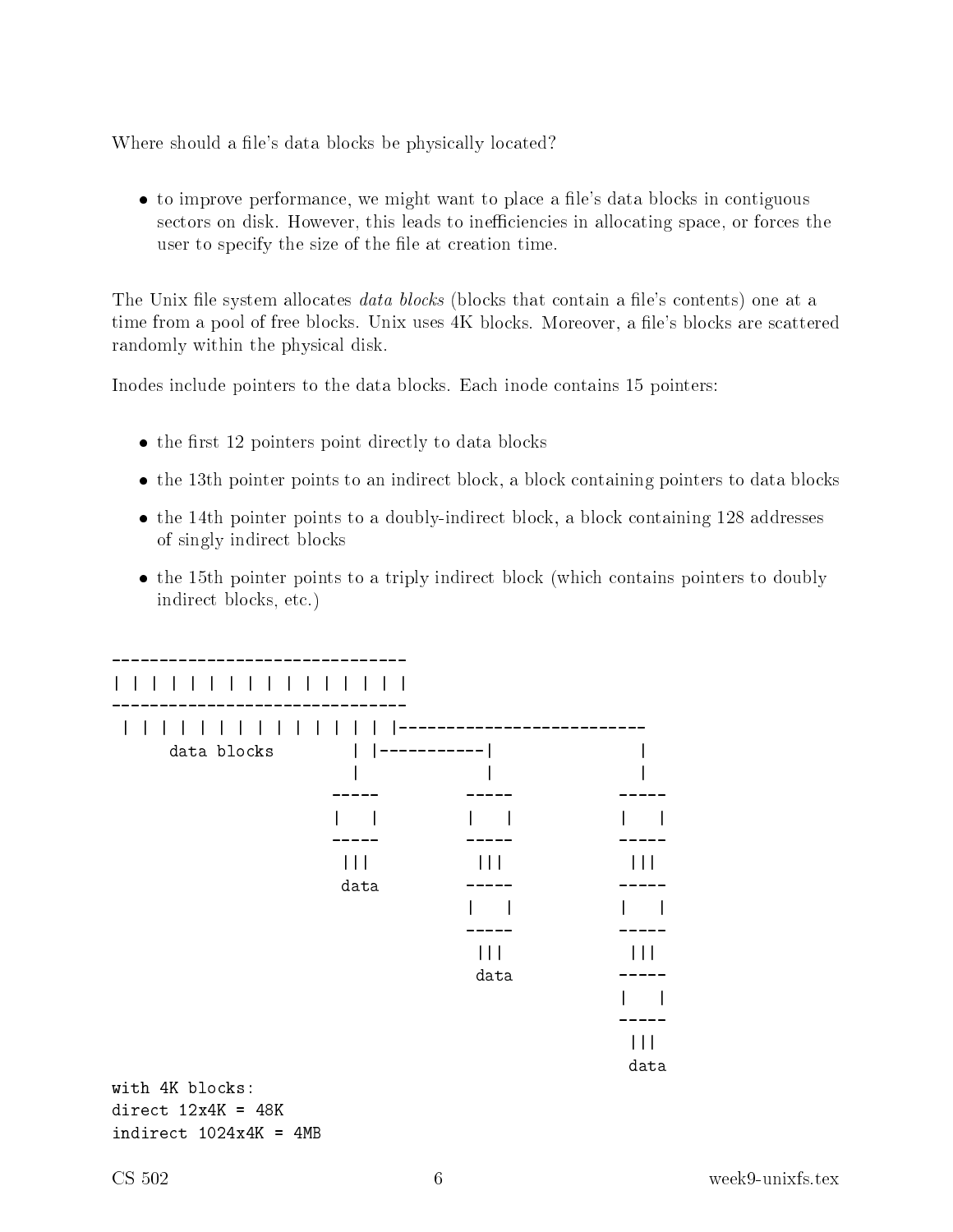Where should a file's data blocks be physically located?

- to improve performance, we might want to place a file's data blocks in contiguous sectors on disk. However, this leads to inefficiencies in allocating space, or forces the user to specify the size of the file at creation time.

The Unix file system allocates *data blocks* (blocks that contain a file's contents) one at a time from a pool of free blocks. Unix uses 4K blocks. Moreover, a file's blocks are scattered randomly within the physical disk.

Inodes include pointers to the data blocks. Each inode contains 15 pointers:

- the first 12 pointers point directly to data blocks
- the 13th pointer points to an indirect block, a block containing pointers to data blocks
- the 14th pointer points to a doubly-indirect block, a block containing 128 addresses of singly indirect blocks
- the 15th pointer points to a triply indirect block (which contains pointers to doubly indirect blocks, etc.)

```
-------------------------------
| | | | | | | | | | | | | | | |
-------------------------------
 | | | | | | | | | | | | | | |--------------------------
     data blocks        | |-----------|             |
                        |             |             |
                      -----         -----         -----
                      |   |         |   |         |   |
                      -----         -----         -----
                       |||           |||           |||
                       data         -----         -----
                                    |   |         |   |
                                    -----         -----
                                     |||           |||
                                     data         -----
                                                  |   |
                                                  -----
                                                   |||
                                                   data
with 4K blocks:
direct 12x4K = 48K
indirect 1024x4K = 4MB
```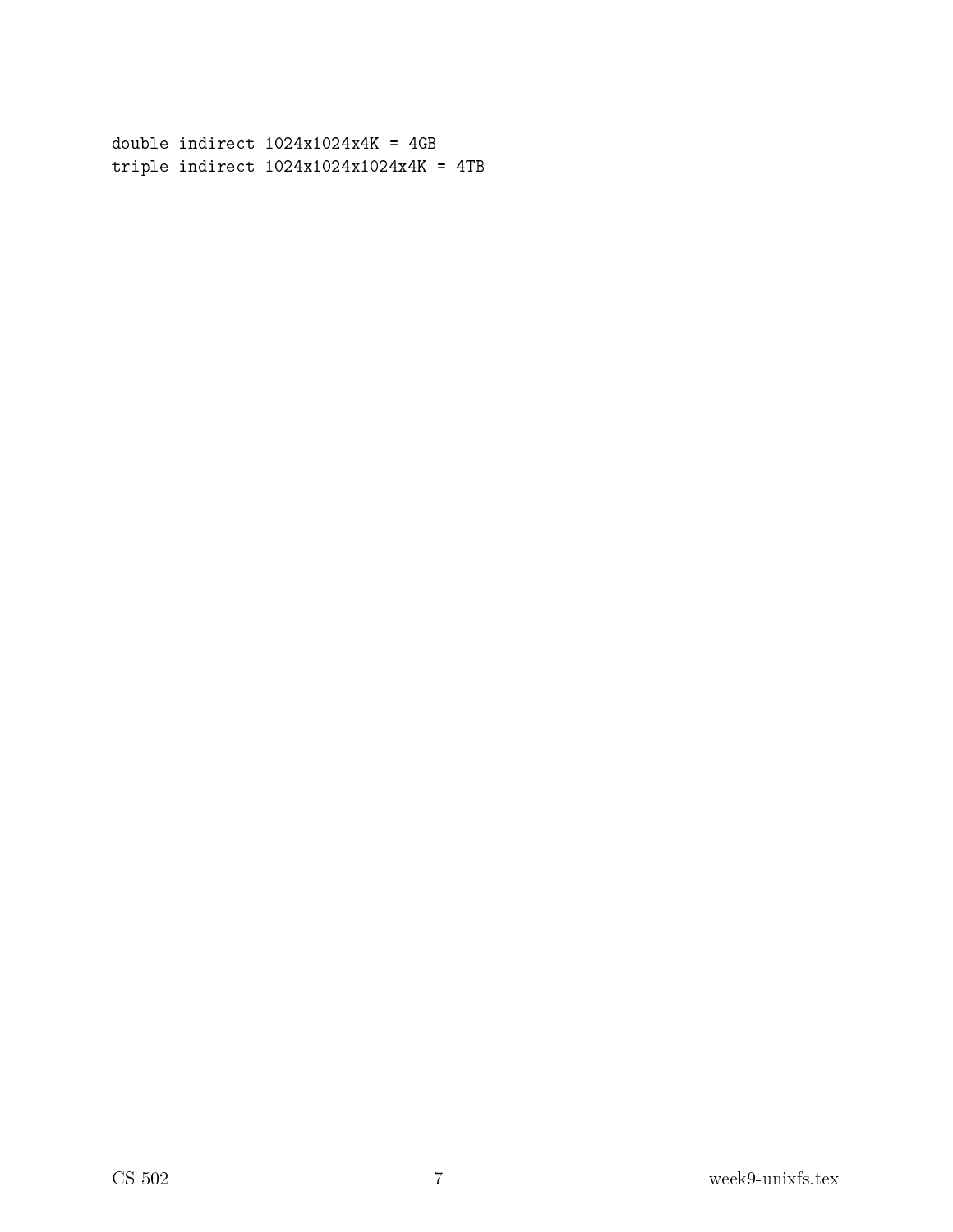```
double indirect 1024x1024x4K = 4GB
triple indirect 1024x1024x1024x4K = 4TB
```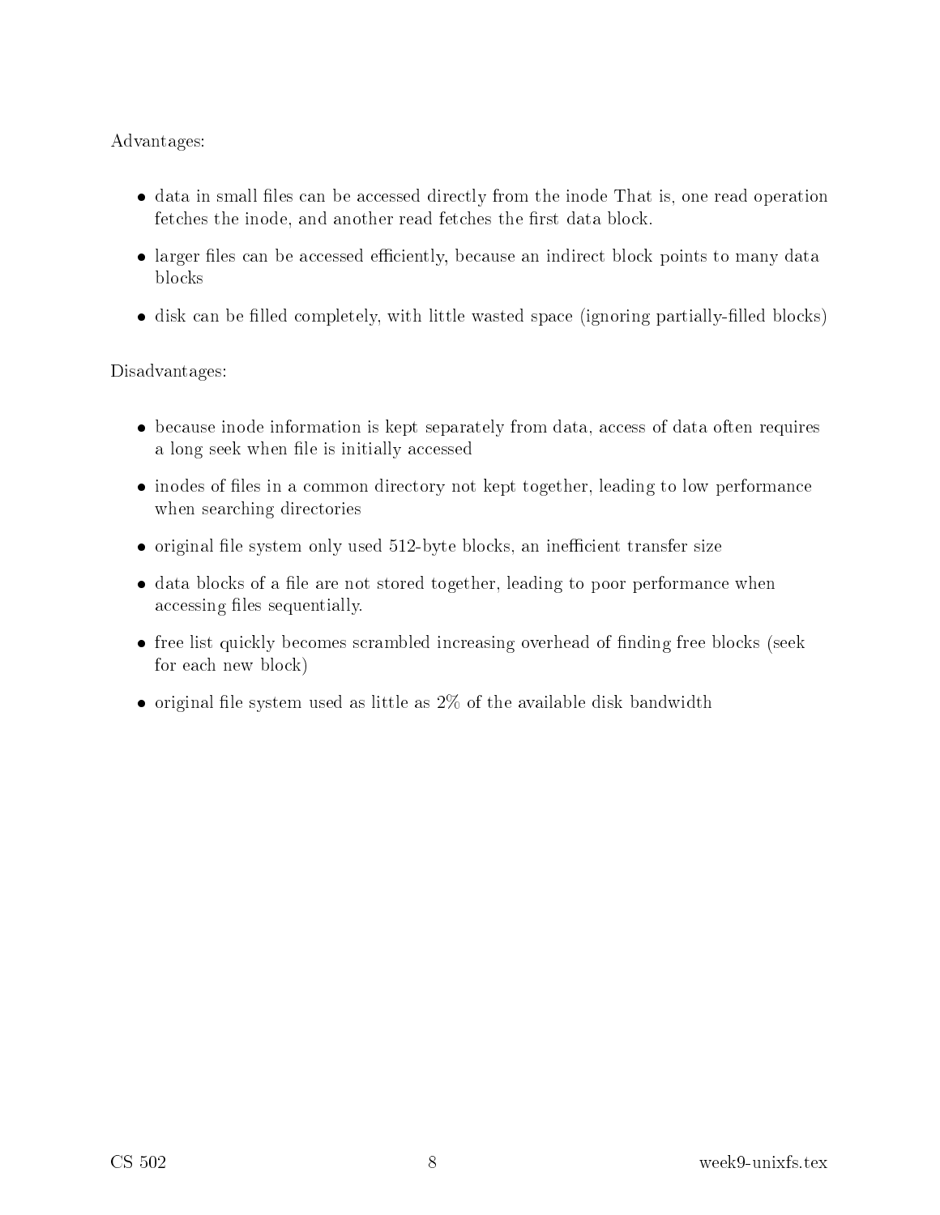Advantages:

- data in small files can be accessed directly from the inode That is, one read operation fetches the inode, and another read fetches the first data block.
- larger files can be accessed efficiently, because an indirect block points to many data blocks
- disk can be filled completely, with little wasted space (ignoring partially-filled blocks)

Disadvantages:

- because inode information is kept separately from data, access of data often requires a long seek when file is initially accessed
- inodes of files in a common directory not kept together, leading to low performance when searching directories
- original file system only used 512-byte blocks, an inefficient transfer size
- data blocks of a file are not stored together, leading to poor performance when accessing files sequentially.
- free list quickly becomes scrambled increasing overhead of finding free blocks (seek for each new block)
- original file system used as little as 2% of the available disk bandwidth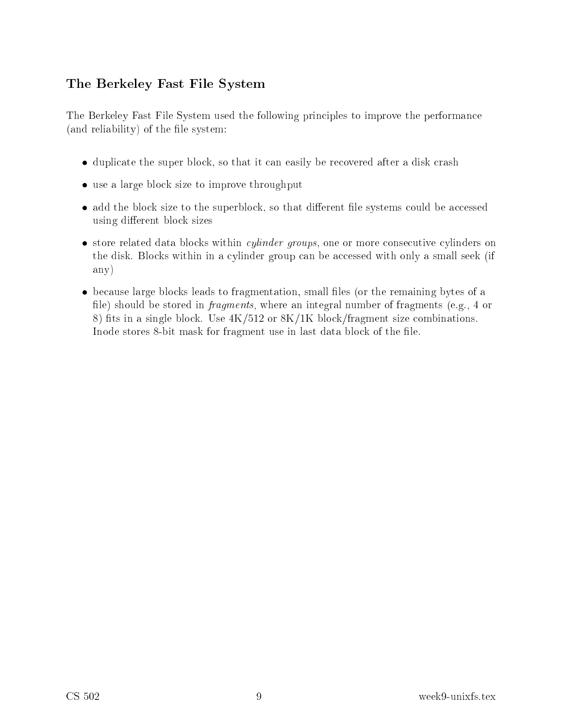## The Berkeley Fast File System

The Berkeley Fast File System used the following principles to improve the performance (and reliability) of the file system:

- duplicate the super block, so that it can easily be recovered after a disk crash
- use a large block size to improve throughput
- add the block size to the superblock, so that different file systems could be accessed using different block sizes
- store related data blocks within *cylinder groups*, one or more consecutive cylinders on the disk. Blocks within in a cylinder group can be accessed with only a small seek (if any)
- because large blocks leads to fragmentation, small files (or the remaining bytes of a file) should be stored in *fragments*, where an integral number of fragments (e.g., 4 or 8) fits in a single block. Use 4K/512 or 8K/1K block/fragment size combinations. Inode stores 8-bit mask for fragment use in last data block of the file.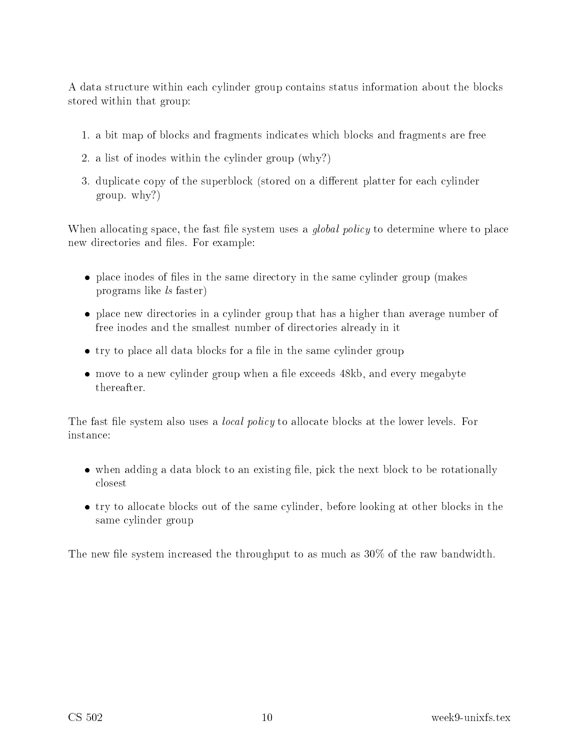A data structure within each cylinder group contains status information about the blocks stored within that group:

1. a bit map of blocks and fragments indicates which blocks and fragments are free
2. a list of inodes within the cylinder group (why?)
3. duplicate copy of the superblock (stored on a different platter for each cylinder group. why?)

When allocating space, the fast file system uses a *global policy* to determine where to place new directories and files. For example:

- place inodes of files in the same directory in the same cylinder group (makes programs like *ls* faster)
- place new directories in a cylinder group that has a higher than average number of free inodes and the smallest number of directories already in it
- try to place all data blocks for a file in the same cylinder group
- move to a new cylinder group when a file exceeds 48kb, and every megabyte thereafter.

The fast file system also uses a *local policy* to allocate blocks at the lower levels. For instance:

- when adding a data block to an existing file, pick the next block to be rotationally closest
- try to allocate blocks out of the same cylinder, before looking at other blocks in the same cylinder group

The new file system increased the throughput to as much as 30% of the raw bandwidth.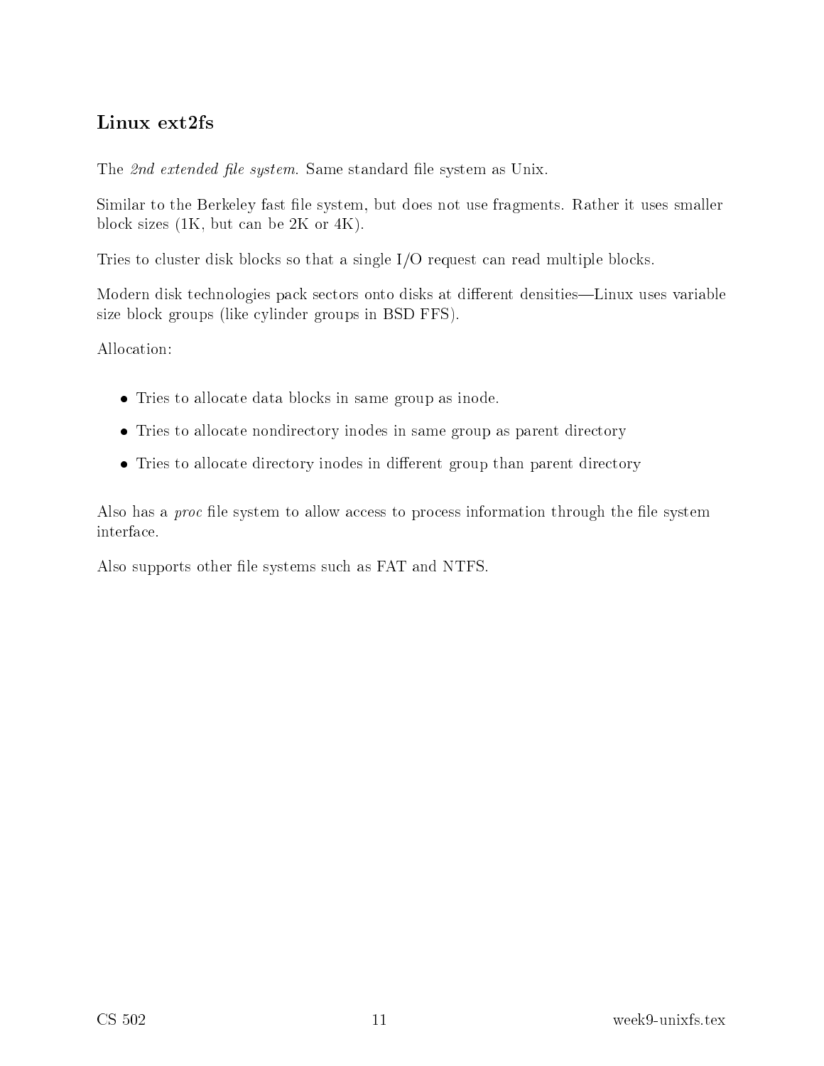## Linux ext2fs

The *2nd extended file system*. Same standard file system as Unix.

Similar to the Berkeley fast file system, but does not use fragments. Rather it uses smaller block sizes (1K, but can be 2K or 4K).

Tries to cluster disk blocks so that a single I/O request can read multiple blocks.

Modern disk technologies pack sectors onto disks at different densities—Linux uses variable size block groups (like cylinder groups in BSD FFS).

Allocation:

- Tries to allocate data blocks in same group as inode.
- Tries to allocate nondirectory inodes in same group as parent directory
- Tries to allocate directory inodes in different group than parent directory

Also has a *proc* file system to allow access to process information through the file system interface.

Also supports other file systems such as FAT and NTFS.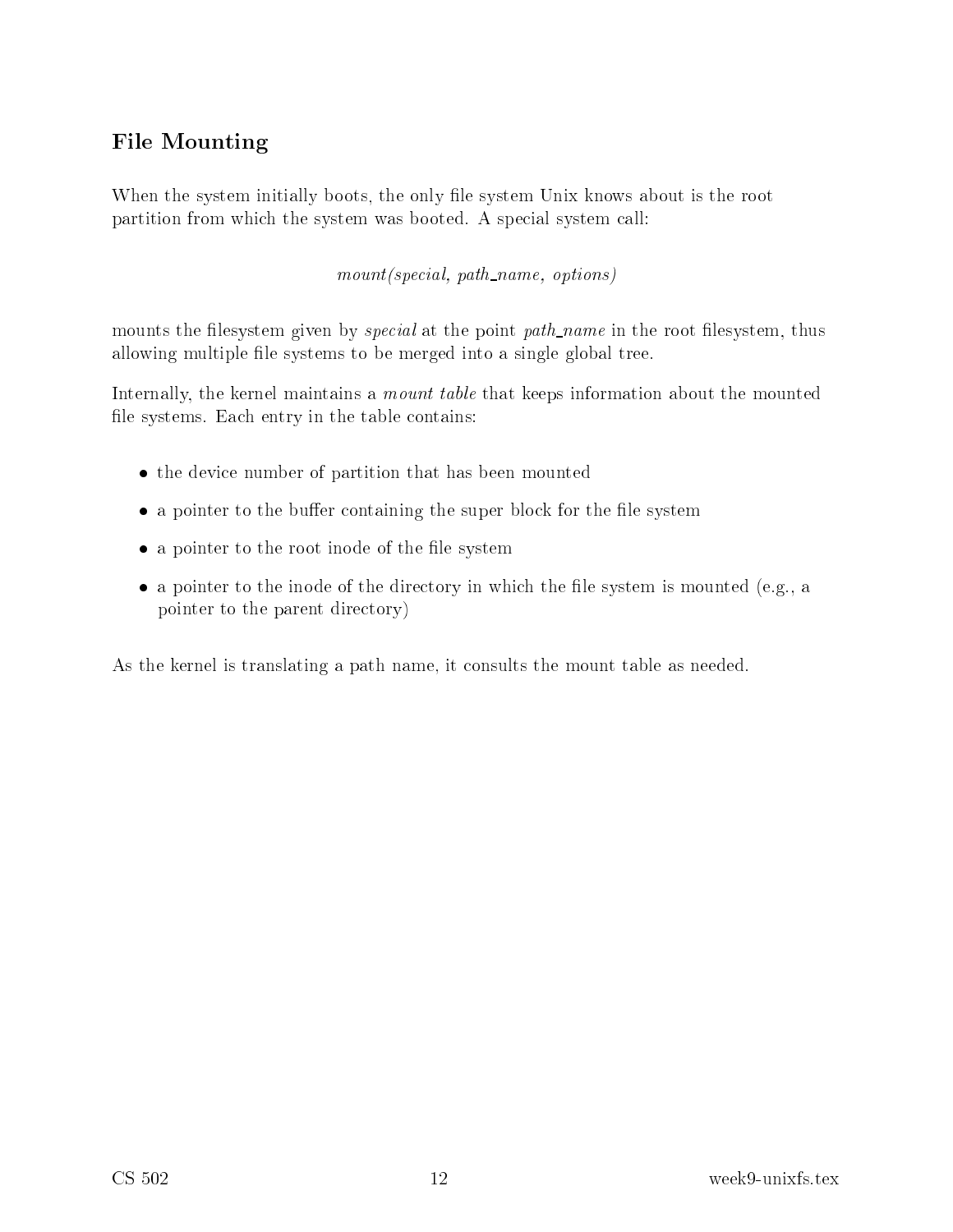## File Mounting

When the system initially boots, the only file system Unix knows about is the root partition from which the system was booted. A special system call:

*mount(special, path_name, options)*

mounts the filesystem given by *special* at the point *path_name* in the root filesystem, thus allowing multiple file systems to be merged into a single global tree.

Internally, the kernel maintains a *mount table* that keeps information about the mounted file systems. Each entry in the table contains:

- the device number of partition that has been mounted
- a pointer to the buffer containing the super block for the file system
- a pointer to the root inode of the file system
- a pointer to the inode of the directory in which the file system is mounted (e.g., a pointer to the parent directory)

As the kernel is translating a path name, it consults the mount table as needed.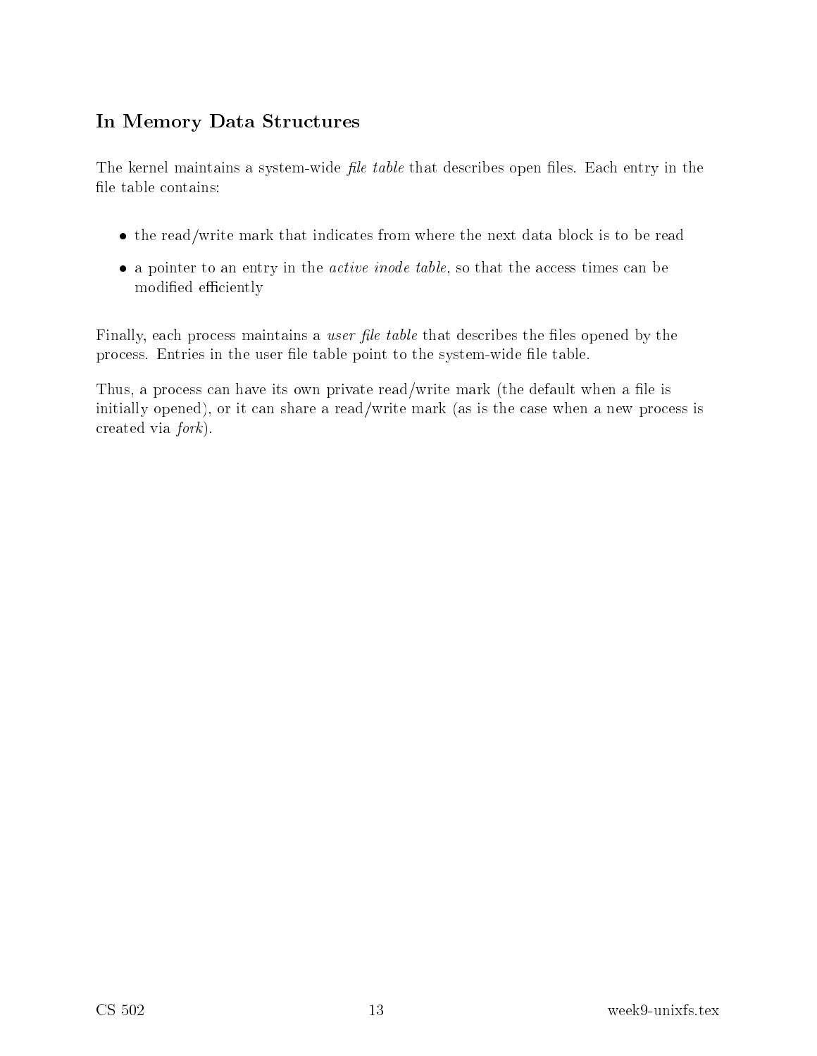## In Memory Data Structures

The kernel maintains a system-wide *file table* that describes open files. Each entry in the file table contains:

- the read/write mark that indicates from where the next data block is to be read
- a pointer to an entry in the *active inode table*, so that the access times can be modified efficiently

Finally, each process maintains a *user file table* that describes the files opened by the process. Entries in the user file table point to the system-wide file table.

Thus, a process can have its own private read/write mark (the default when a file is initially opened), or it can share a read/write mark (as is the case when a new process is created via *fork*).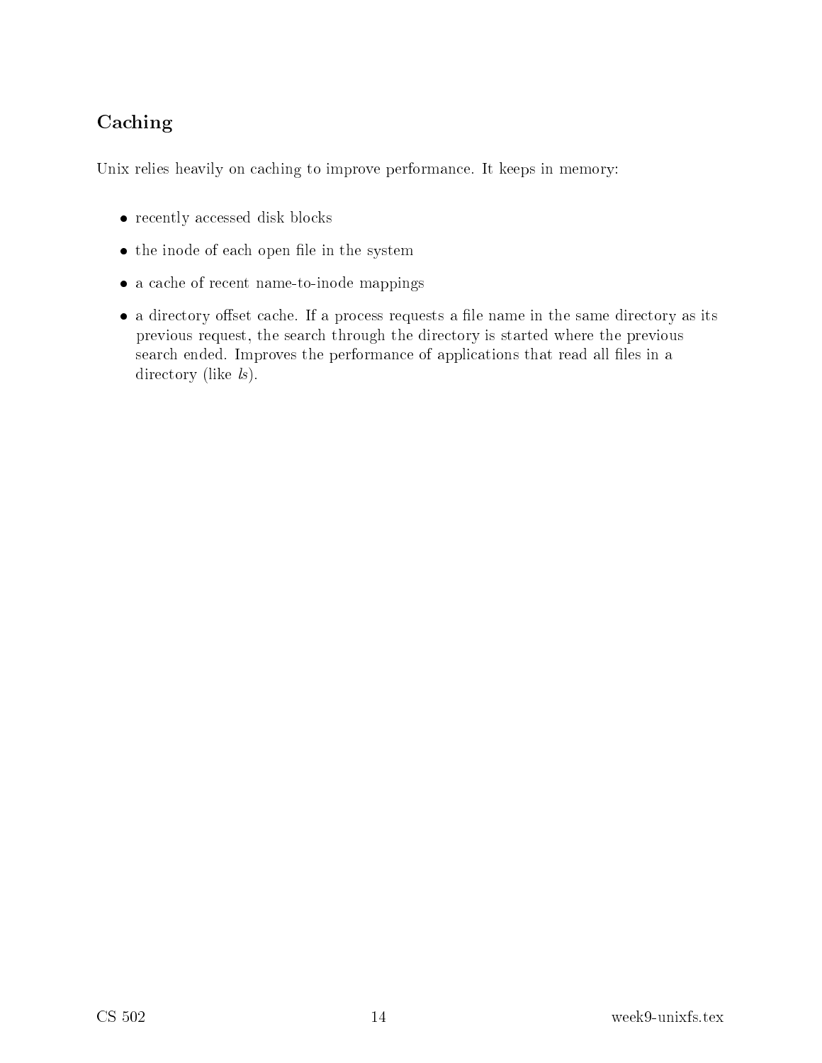## Caching

Unix relies heavily on caching to improve performance. It keeps in memory:

- recently accessed disk blocks
- the inode of each open file in the system
- a cache of recent name-to-inode mappings
- a directory offset cache. If a process requests a file name in the same directory as its previous request, the search through the directory is started where the previous search ended. Improves the performance of applications that read all files in a directory (like *ls*).